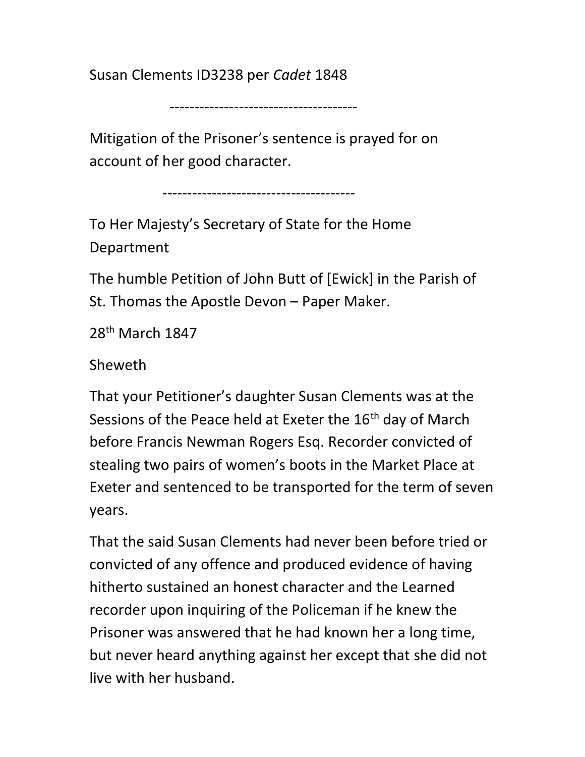Susan Clements ID3238 per *Cadet* 1848

-------------------------------------

Mitigation of the Prisoner's sentence is prayed for on account of her good character.

--------------------------------------

To Her Majesty's Secretary of State for the Home Department

The humble Petition of John Butt of [Ewick] in the Parish of St. Thomas the Apostle Devon – Paper Maker.

28th March 1847

Sheweth

That your Petitioner's daughter Susan Clements was at the Sessions of the Peace held at Exeter the 16th day of March before Francis Newman Rogers Esq. Recorder convicted of stealing two pairs of women's boots in the Market Place at Exeter and sentenced to be transported for the term of seven years.

That the said Susan Clements had never been before tried or convicted of any offence and produced evidence of having hitherto sustained an honest character and the Learned recorder upon inquiring of the Policeman if he knew the Prisoner was answered that he had known her a long time, but never heard anything against her except that she did not live with her husband.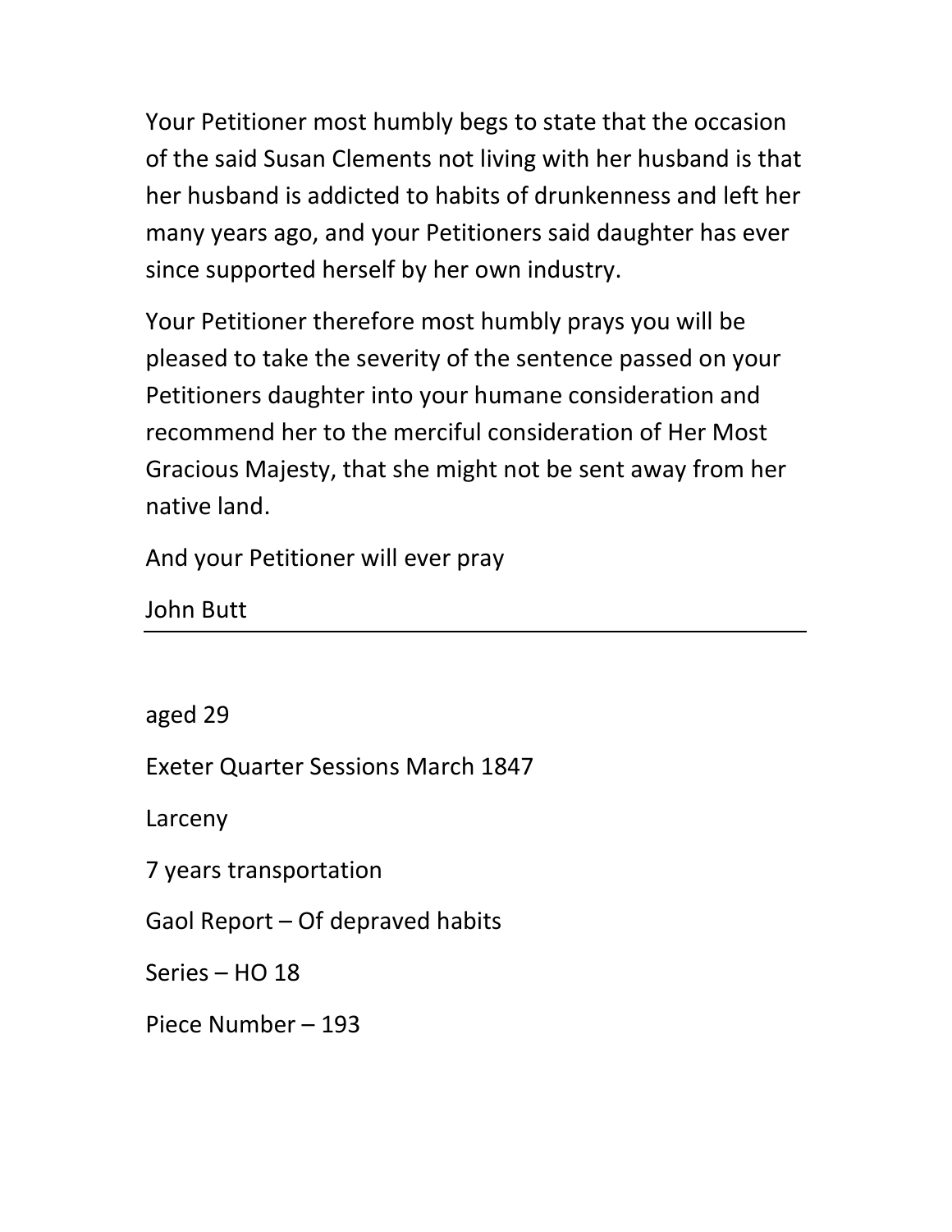Your Petitioner most humbly begs to state that the occasion of the said Susan Clements not living with her husband is that her husband is addicted to habits of drunkenness and left her many years ago, and your Petitioners said daughter has ever since supported herself by her own industry.

Your Petitioner therefore most humbly prays you will be pleased to take the severity of the sentence passed on your Petitioners daughter into your humane consideration and recommend her to the merciful consideration of Her Most Gracious Majesty, that she might not be sent away from her native land.

And your Petitioner will ever pray

John Butt

---

aged 29

Exeter Quarter Sessions March 1847

Larceny

7 years transportation

Gaol Report – Of depraved habits

Series – HO 18

Piece Number – 193